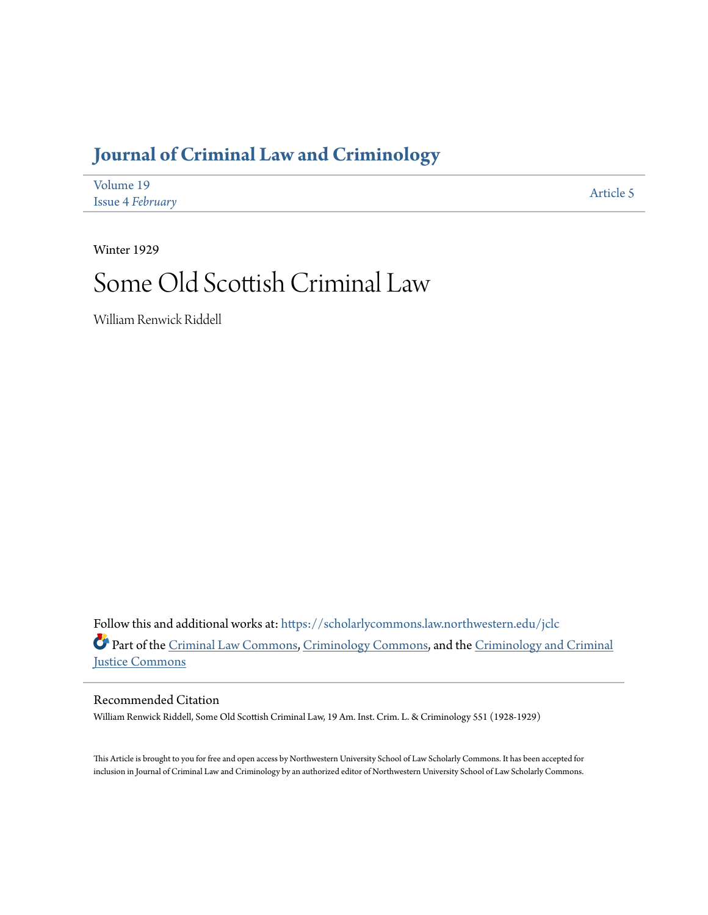# Journal of Criminal Law and Criminology

Volume 19
Issue 4 *February*

Article 5

Winter 1929

# Some Old Scottish Criminal Law

William Renwick Riddell

Follow this and additional works at: https://scholarlycommons.law.northwestern.edu/jclc

Part of the Criminal Law Commons, Criminology Commons, and the Criminology and Criminal Justice Commons

## Recommended Citation

William Renwick Riddell, Some Old Scottish Criminal Law, 19 Am. Inst. Crim. L. & Criminology 551 (1928-1929)

This Article is brought to you for free and open access by Northwestern University School of Law Scholarly Commons. It has been accepted for inclusion in Journal of Criminal Law and Criminology by an authorized editor of Northwestern University School of Law Scholarly Commons.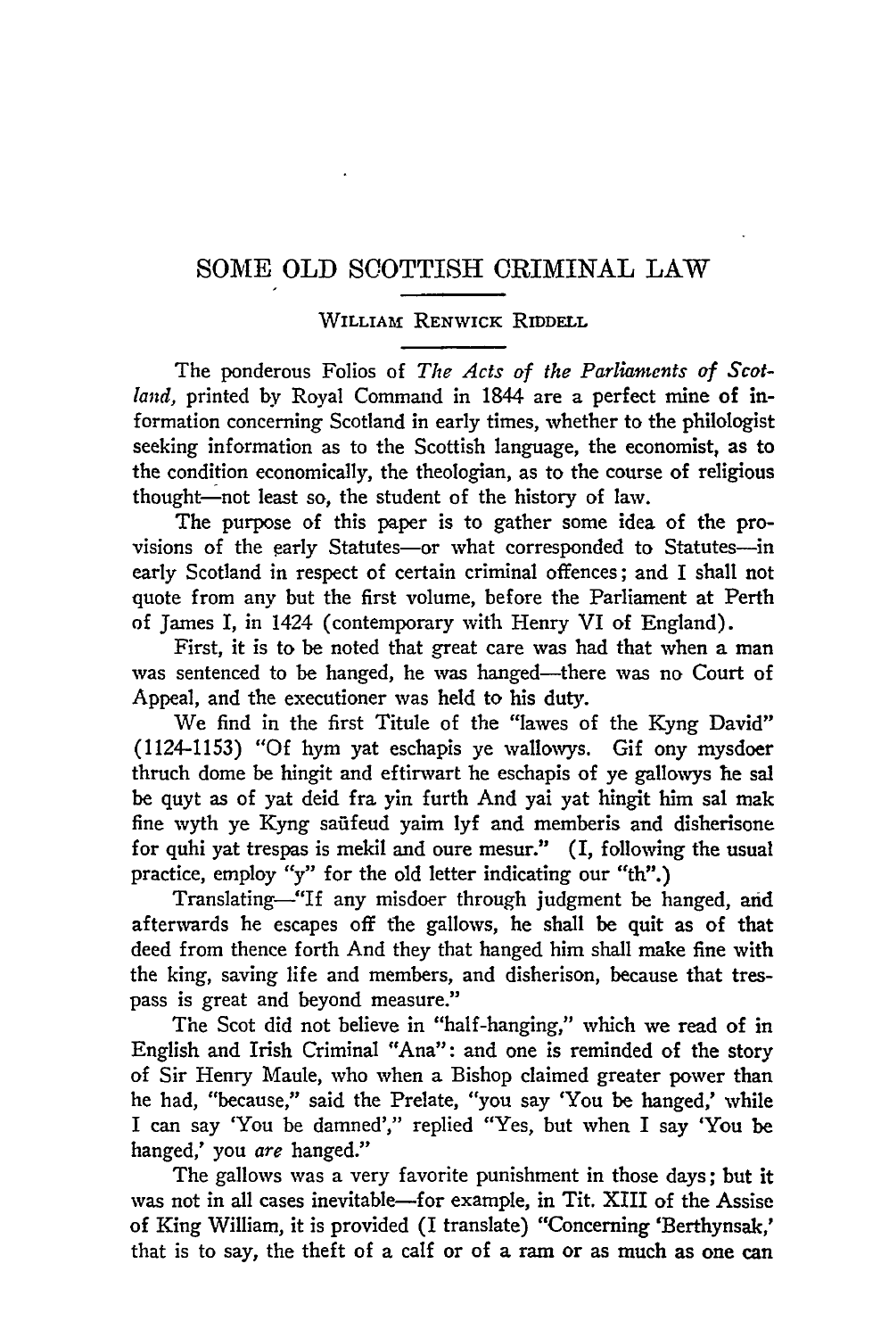# SOME OLD SCOTTISH CRIMINAL LAW

WILLIAM RENWICK RIDDELL

The ponderous Folios of *The Acts of the Parliaments of Scotland,* printed by Royal Command in 1844 are a perfect mine of information concerning Scotland in early times, whether to the philologist seeking information as to the Scottish language, the economist, as to the condition economically, the theologian, as to the course of religious thought—not least so, the student of the history of law.

The purpose of this paper is to gather some idea of the provisions of the early Statutes—or what corresponded to Statutes—in early Scotland in respect of certain criminal offences; and I shall not quote from any but the first volume, before the Parliament at Perth of James I, in 1424 (contemporary with Henry VI of England).

First, it is to be noted that great care was had that when a man was sentenced to be hanged, he was hanged—there was no Court of Appeal, and the executioner was held to his duty.

We find in the first Titule of the "lawes of the Kyng David" (1124-1153) "Of hym yat eschapis ye wallowys. Gif ony mysdoer thruch dome be hingit and eftirwart he eschapis of ye gallowys he sal be quyt as of yat deid fra yin furth And yai yat hingit him sal mak fine wyth ye Kyng saũfeud yaim lyf and memberis and disherisone for quhi yat trespas is mekil and oure mesur." (I, following the usual practice, employ "y" for the old letter indicating our "th".)

Translating—"If any misdoer through judgment be hanged, and afterwards he escapes off the gallows, he shall be quit as of that deed from thence forth And they that hanged him shall make fine with the king, saving life and members, and disherison, because that trespass is great and beyond measure."

The Scot did not believe in "half-hanging," which we read of in English and Irish Criminal "Ana": and one is reminded of the story of Sir Henry Maule, who when a Bishop claimed greater power than he had, "because," said the Prelate, "you say 'You be hanged,' while I can say 'You be damned'," replied "Yes, but when I say 'You be hanged,' you *are* hanged."

The gallows was a very favorite punishment in those days; but it was not in all cases inevitable—for example, in Tit. XIII of the Assise of King William, it is provided (I translate) "Concerning 'Berthynsak,' that is to say, the theft of a calf or of a ram or as much as one can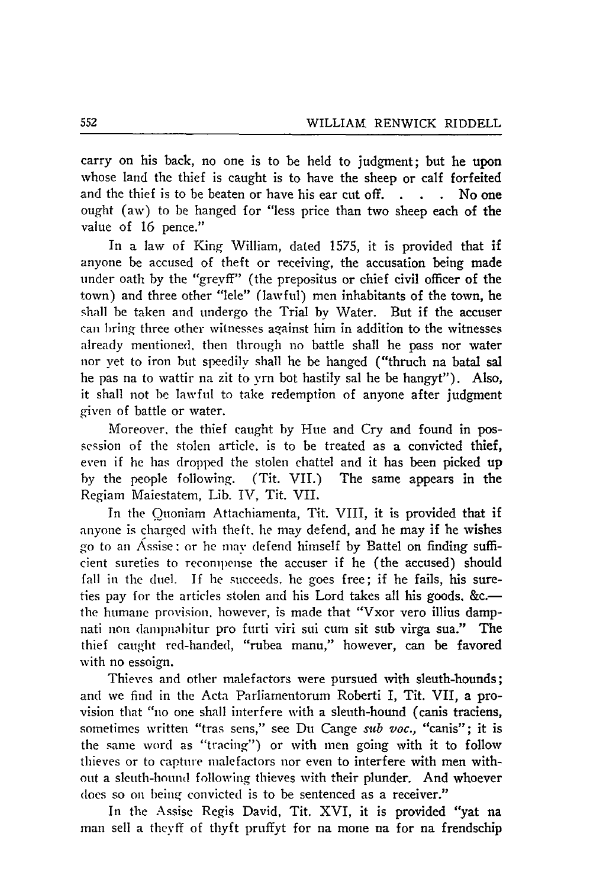carry on his back, no one is to be held to judgment; but he upon whose land the thief is caught is to have the sheep or calf forfeited and the thief is to be beaten or have his ear cut off. . . . No one ought (aw) to be hanged for "less price than two sheep each of the value of 16 pence."

In a law of King William, dated 1575, it is provided that if anyone be accused of theft or receiving, the accusation being made under oath by the "greyff" (the prepositus or chief civil officer of the town) and three other "lele" (lawful) men inhabitants of the town, he shall be taken and undergo the Trial by Water. But if the accuser can bring three other witnesses against him in addition to the witnesses already mentioned, then through no battle shall he pass nor water nor yet to iron but speedily shall he be hanged ("thruch na batal sal he pas na to wattir na zit to yrn bot hastily sal he be hangyt"). Also, it shall not be lawful to take redemption of anyone after judgment given of battle or water.

Moreover, the thief caught by Hue and Cry and found in possession of the stolen article, is to be treated as a convicted thief, even if he has dropped the stolen chattel and it has been picked up by the people following. (Tit. VII.) The same appears in the Regiam Maiestatem, Lib. IV, Tit. VII.

In the Quoniam Attachiamenta, Tit. VIII, it is provided that if anyone is charged with theft, he may defend, and he may if he wishes go to an Ássise; or he may defend himself by Battel on finding sufficient sureties to recompense the accuser if he (the accused) should fall in the duel. If he succeeds, he goes free; if he fails, his sureties pay for the articles stolen and his Lord takes all his goods, &c.—the humane provision, however, is made that "Vxor vero illius dampnati non dampnabitur pro furti viri sui cum sit sub virga sua." The thief caught red-handed, "rubea manu," however, can be favored with no essoign.

Thieves and other malefactors were pursued with sleuth-hounds; and we find in the Acta Parliamentorum Roberti I, Tit. VII, a provision that "no one shall interfere with a sleuth-hound (canis traciens, sometimes written "tras sens," see Du Cange *sub voc.*, "canis"; it is the same word as "tracing") or with men going with it to follow thieves or to capture malefactors nor even to interfere with men without a sleuth-hound following thieves with their plunder. And whoever does so on being convicted is to be sentenced as a receiver."

In the Assise Regis David, Tit. XVI, it is provided "yat na man sell a theyff of thyft pruffyt for na mone na for na frendschip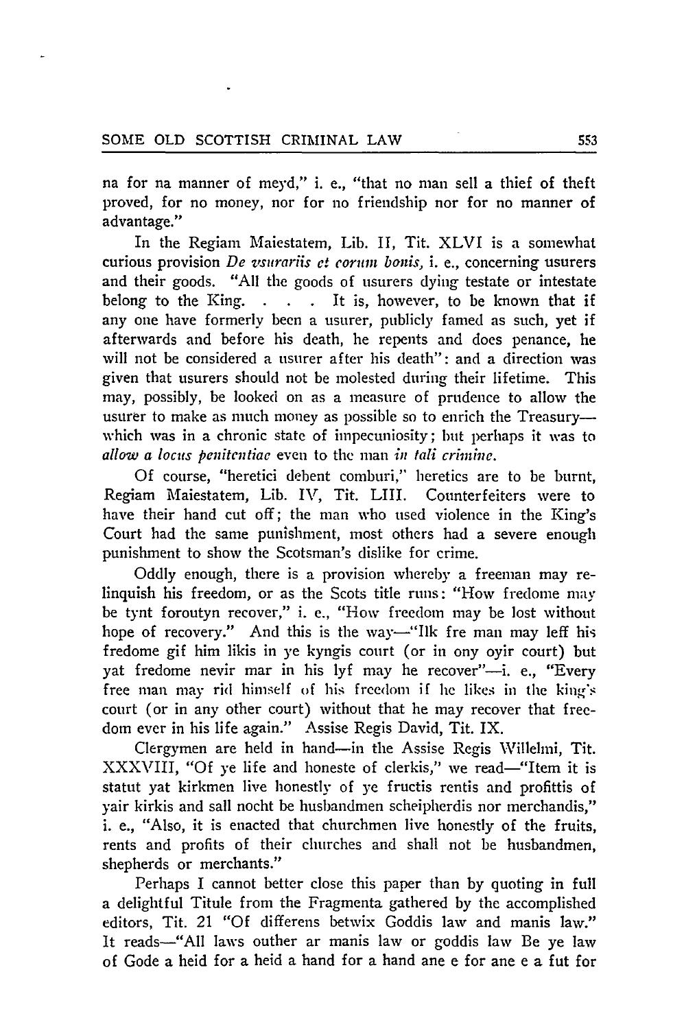na for na manner of meyd," i. e., "that no man sell a thief of theft proved, for no money, nor for no friendship nor for no manner of advantage."

In the Regiam Maiestatem, Lib. II, Tit. XLVI is a somewhat curious provision *De vsurariis et eorum bonis*, i. e., concerning usurers and their goods. "All the goods of usurers dying testate or intestate belong to the King. . . . It is, however, to be known that if any one have formerly been a usurer, publicly famed as such, yet if afterwards and before his death, he repents and does penance, he will not be considered a usurer after his death": and a direction was given that usurers should not be molested during their lifetime. This may, possibly, be looked on as a measure of prudence to allow the usurer to make as much money as possible so to enrich the Treasury—which was in a chronic state of impecuniosity; but perhaps it was to *allow a locus penitentiae* even to the man *in tali crimine*.

Of course, "heretici debent comburi," heretics are to be burnt, Regiam Maiestatem, Lib. IV, Tit. LIII. Counterfeiters were to have their hand cut off; the man who used violence in the King's Court had the same punishment, most others had a severe enough punishment to show the Scotsman's dislike for crime.

Oddly enough, there is a provision whereby a freeman may relinquish his freedom, or as the Scots title runs: "How fredome may be tynt foroutyn recover," i. e., "How freedom may be lost without hope of recovery." And this is the way—"Ilk fre man may leff his fredome gif him likis in ye kyngis court (or in ony oyir court) but yat fredome nevir mar in his lyf may he recover"—i. e., "Every free man may rid himself of his freedom if he likes in the king's court (or in any other court) without that he may recover that freedom ever in his life again." Assise Regis David, Tit. IX.

Clergymen are held in hand—in the Assise Regis Willelmi, Tit. XXXVIII, "Of ye life and honeste of clerkis," we read—"Item it is statut yat kirkmen live honestly of ye fructis rentis and profittis of yair kirkis and sall nocht be husbandmen scheipherdis nor merchandis," i. e., "Also, it is enacted that churchmen live honestly of the fruits, rents and profits of their churches and shall not be husbandmen, shepherds or merchants."

Perhaps I cannot better close this paper than by quoting in full a delightful Titule from the Fragmenta gathered by the accomplished editors, Tit. 21 "Of differens betwix Goddis law and manis law." It reads—"All laws outher ar manis law or goddis law Be ye law of Gode a heid for a heid a hand for a hand ane e for ane e a fut for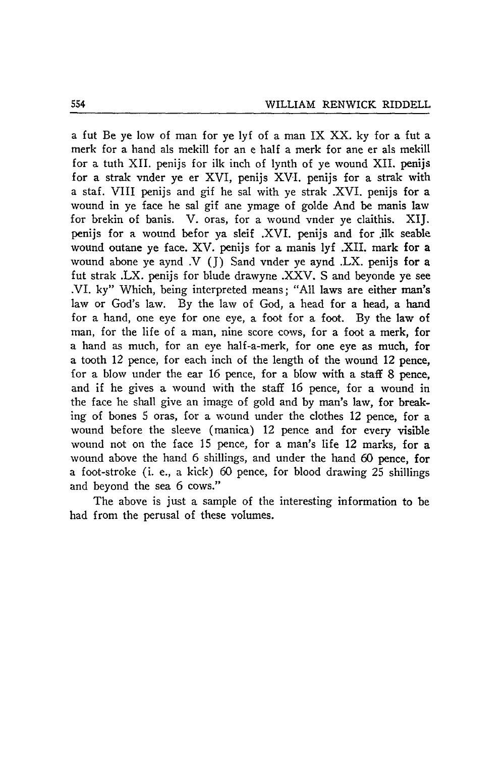a fut Be ye low of man for ye lyf of a man IX XX. ky for a fut a merk for a hand als mekill for an e half a merk for ane er als mekill for a tuth XII. penijs for ilk inch of lynth of ye wound XII. penijs for a strak vnder ye er XVI, penijs XVI. penijs for a strak with a staf. VIII penijs and gif he sal with ye strak .XVI. penijs for a wound in ye face he sal gif ane ymage of golde And be manis law for brekin of banis. V. oras, for a wound vnder ye claithis. XIJ. penijs for a wound befor ya sleif .XVI. penijs and for .ilk seable wound outane ye face. XV. penijs for a manis lyf .XII. mark for a wound abone ye aynd .V (J) Sand vnder ye aynd .LX. penijs for a fut strak .LX. penijs for blude drawyne .XXV. S and beyonde ye see .VI. ky" Which, being interpreted means; "All laws are either man's law or God's law. By the law of God, a head for a head, a hand for a hand, one eye for one eye, a foot for a foot. By the law of man, for the life of a man, nine score cows, for a foot a merk, for a hand as much, for an eye half-a-merk, for one eye as much, for a tooth 12 pence, for each inch of the length of the wound 12 pence, for a blow under the ear 16 pence, for a blow with a staff 8 pence, and if he gives a wound with the staff 16 pence, for a wound in the face he shall give an image of gold and by man's law, for breaking of bones 5 oras, for a wound under the clothes 12 pence, for a wound before the sleeve (manica) 12 pence and for every visible wound not on the face 15 pence, for a man's life 12 marks, for a wound above the hand 6 shillings, and under the hand 60 pence, for a foot-stroke (i. e., a kick) 60 pence, for blood drawing 25 shillings and beyond the sea 6 cows."

The above is just a sample of the interesting information to be had from the perusal of these volumes.